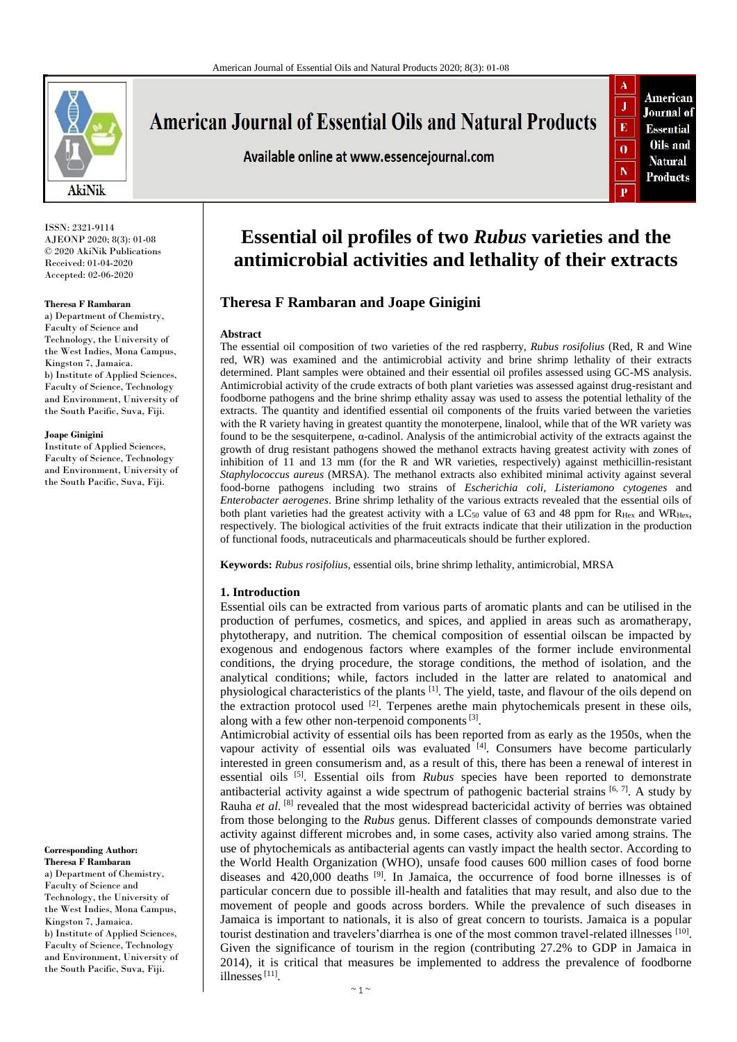# Essential oil profiles of two *Rubus* varieties and the antimicrobial activities and lethality of their extracts

## Theresa F Rambaran and Joape Ginigini

ISSN: 2321-9114
AJEONP 2020; 8(3): 01-08
© 2020 AkiNik Publications
Received: 01-04-2020
Accepted: 02-06-2020

**Theresa F Rambaran**
a) Department of Chemistry, Faculty of Science and Technology, the University of the West Indies, Mona Campus, Kingston 7, Jamaica.
b) Institute of Applied Sciences, Faculty of Science, Technology and Environment, University of the South Pacific, Suva, Fiji.

**Joape Ginigini**
Institute of Applied Sciences, Faculty of Science, Technology and Environment, University of the South Pacific, Suva, Fiji.

**Corresponding Author:**
**Theresa F Rambaran**
a) Department of Chemistry, Faculty of Science and Technology, the University of the West Indies, Mona Campus, Kingston 7, Jamaica.
b) Institute of Applied Sciences, Faculty of Science, Technology and Environment, University of the South Pacific, Suva, Fiji.

### Abstract

The essential oil composition of two varieties of the red raspberry, *Rubus rosifolius* (Red, R and Wine red, WR) was examined and the antimicrobial activity and brine shrimp lethality of their extracts determined. Plant samples were obtained and their essential oil profiles assessed using GC-MS analysis. Antimicrobial activity of the crude extracts of both plant varieties was assessed against drug-resistant and foodborne pathogens and the brine shrimp ethality assay was used to assess the potential lethality of the extracts. The quantity and identified essential oil components of the fruits varied between the varieties with the R variety having in greatest quantity the monoterpene, linalool, while that of the WR variety was found to be the sesquiterpene, α-cadinol. Analysis of the antimicrobial activity of the extracts against the growth of drug resistant pathogens showed the methanol extracts having greatest activity with zones of inhibition of 11 and 13 mm (for the R and WR varieties, respectively) against methicillin-resistant *Staphylococcus aureus* (MRSA). The methanol extracts also exhibited minimal activity against several food-borne pathogens including two strains of *Escherichia coli, Listeriamono cytogenes* and *Enterobacter aerogenes*. Brine shrimp lethality of the various extracts revealed that the essential oils of both plant varieties had the greatest activity with a $LC_{50}$ value of 63 and 48 ppm for $R_{Hex}$ and $WR_{Hex}$, respectively. The biological activities of the fruit extracts indicate that their utilization in the production of functional foods, nutraceuticals and pharmaceuticals should be further explored.

**Keywords:** *Rubus rosifolius*, essential oils, brine shrimp lethality, antimicrobial, MRSA

### 1. Introduction

Essential oils can be extracted from various parts of aromatic plants and can be utilised in the production of perfumes, cosmetics, and spices, and applied in areas such as aromatherapy, phytotherapy, and nutrition. The chemical composition of essential oilscan be impacted by exogenous and endogenous factors where examples of the former include environmental conditions, the drying procedure, the storage conditions, the method of isolation, and the analytical conditions; while, factors included in the latter are related to anatomical and physiological characteristics of the plants [1]. The yield, taste, and flavour of the oils depend on the extraction protocol used [2]. Terpenes arethe main phytochemicals present in these oils, along with a few other non-terpenoid components [3].

Antimicrobial activity of essential oils has been reported from as early as the 1950s, when the vapour activity of essential oils was evaluated [4]. Consumers have become particularly interested in green consumerism and, as a result of this, there has been a renewal of interest in essential oils [5]. Essential oils from *Rubus* species have been reported to demonstrate antibacterial activity against a wide spectrum of pathogenic bacterial strains [6, 7]. A study by Rauha *et al.* [8] revealed that the most widespread bactericidal activity of berries was obtained from those belonging to the *Rubus* genus. Different classes of compounds demonstrate varied activity against different microbes and, in some cases, activity also varied among strains. The use of phytochemicals as antibacterial agents can vastly impact the health sector. According to the World Health Organization (WHO), unsafe food causes 600 million cases of food borne diseases and 420,000 deaths [9]. In Jamaica, the occurrence of food borne illnesses is of particular concern due to possible ill-health and fatalities that may result, and also due to the movement of people and goods across borders. While the prevalence of such diseases in Jamaica is important to nationals, it is also of great concern to tourists. Jamaica is a popular tourist destination and travelers'diarrhea is one of the most common travel-related illnesses [10]. Given the significance of tourism in the region (contributing 27.2% to GDP in Jamaica in 2014), it is critical that measures be implemented to address the prevalence of foodborne illnesses [11].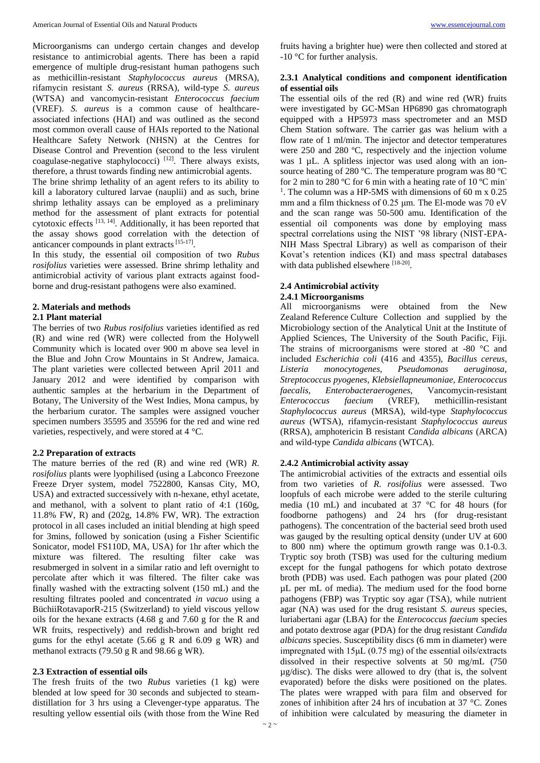Microorganisms can undergo certain changes and develop resistance to antimicrobial agents. There has been a rapid emergence of multiple drug-resistant human pathogens such as methicillin-resistant *Staphylococcus aureus* (MRSA), rifamycin resistant *S. aureus* (RRSA), wild-type *S. aureus* (WTSA) and vancomycin-resistant *Enterococcus faecium* (VREF). *S. aureus* is a common cause of healthcare-associated infections (HAI) and was outlined as the second most common overall cause of HAIs reported to the National Healthcare Safety Network (NHSN) at the Centres for Disease Control and Prevention (second to the less virulent coagulase-negative staphylococci) [12]. There always exists, therefore, a thrust towards finding new antimicrobial agents.

The brine shrimp lethality of an agent refers to its ability to kill a laboratory cultured larvae (nauplii) and as such, brine shrimp lethality assays can be employed as a preliminary method for the assessment of plant extracts for potential cytotoxic effects [13, 14]. Additionally, it has been reported that the assay shows good correlation with the detection of anticancer compounds in plant extracts [15-17].

In this study, the essential oil composition of two *Rubus rosifolius* varieties were assessed. Brine shrimp lethality and antimicrobial activity of various plant extracts against food-borne and drug-resistant pathogens were also examined.

## 2. Materials and methods

### 2.1 Plant material

The berries of two *Rubus rosifolius* varieties identified as red (R) and wine red (WR) were collected from the Holywell Community which is located over 900 m above sea level in the Blue and John Crow Mountains in St Andrew, Jamaica. The plant varieties were collected between April 2011 and January 2012 and were identified by comparison with authentic samples at the herbarium in the Department of Botany, The University of the West Indies, Mona campus, by the herbarium curator. The samples were assigned voucher specimen numbers 35595 and 35596 for the red and wine red varieties, respectively, and were stored at 4 °C.

### 2.2 Preparation of extracts

The mature berries of the red (R) and wine red (WR) *R. rosifolius* plants were lyophilised (using a Labconco Freezone Freeze Dryer system, model 7522800, Kansas City, MO, USA) and extracted successively with n-hexane, ethyl acetate, and methanol, with a solvent to plant ratio of 4:1 (160g, 11.8% FW, R) and (202g, 14.8% FW, WR). The extraction protocol in all cases included an initial blending at high speed for 3mins, followed by sonication (using a Fisher Scientific Sonicator, model FS110D, MA, USA) for 1hr after which the mixture was filtered. The resulting filter cake was resubmerged in solvent in a similar ratio and left overnight to percolate after which it was filtered. The filter cake was finally washed with the extracting solvent (150 mL) and the resulting filtrates pooled and concentrated *in vacuo* using a BüchiiRotavaporR-215 (Switzerland) to yield viscous yellow oils for the hexane extracts (4.68 g and 7.60 g for the R and WR fruits, respectively) and reddish-brown and bright red gums for the ethyl acetate (5.66 g R and 6.09 g WR) and methanol extracts (79.50 g R and 98.66 g WR).

### 2.3 Extraction of essential oils

The fresh fruits of the two *Rubus* varieties (1 kg) were blended at low speed for 30 seconds and subjected to steam-distillation for 3 hrs using a Clevenger-type apparatus. The resulting yellow essential oils (with those from the Wine Red fruits having a brighter hue) were then collected and stored at -10 °C for further analysis.

#### 2.3.1 Analytical conditions and component identification of essential oils

The essential oils of the red (R) and wine red (WR) fruits were investigated by GC-MSan HP6890 gas chromatograph equipped with a HP5973 mass spectrometer and an MSD Chem Station software. The carrier gas was helium with a flow rate of 1 ml/min. The injector and detector temperatures were 250 and 280 ºC, respectively and the injection volume was 1 µL. A splitless injector was used along with an ion-source heating of 280 ºC. The temperature program was 80 ºC for 2 min to 280 ºC for 6 min with a heating rate of 10 ºC min$^{-1}$. The column was a HP-5MS with dimensions of 60 m x 0.25 mm and a film thickness of 0.25 µm. The El-mode was 70 eV and the scan range was 50-500 amu. Identification of the essential oil components was done by employing mass spectral correlations using the NIST '98 library (NIST-EPA-NIH Mass Spectral Library) as well as comparison of their Kovat's retention indices (KI) and mass spectral databases with data published elsewhere [18-20].

### 2.4 Antimicrobial activity

#### 2.4.1 Microorganisms

All microorganisms were obtained from the New Zealand Reference Culture Collection and supplied by the Microbiology section of the Analytical Unit at the Institute of Applied Sciences, The University of the South Pacific, Fiji. The strains of microorganisms were stored at -80 °C and included *Escherichia coli* (416 and 4355), *Bacillus cereus*, *Listeria monocytogenes*, *Pseudomonas aeruginosa*, *Streptococcus pyogenes*, *Klebsiellapneumoniae*, *Enterococcus faecalis*, *Enterobacteraerogenes*, Vancomycin-resistant *Enterococcus faecium* (VREF), methicillin-resistant *Staphylococcus aureus* (MRSA), wild-type *Staphylococcus aureus* (WTSA), rifamycin-resistant *Staphylococcus aureus* (RRSA), amphotericin B resistant *Candida albicans* (ARCA) and wild-type *Candida albicans* (WTCA).

#### 2.4.2 Antimicrobial activity assay

The antimicrobial activities of the extracts and essential oils from two varieties of *R. rosifolius* were assessed. Two loopfuls of each microbe were added to the sterile culturing media (10 mL) and incubated at 37 °C for 48 hours (for foodborne pathogens) and 24 hrs (for drug-resistant pathogens). The concentration of the bacterial seed broth used was gauged by the resulting optical density (under UV at 600 to 800 nm) where the optimum growth range was 0.1-0.3. Tryptic soy broth (TSB) was used for the culturing medium except for the fungal pathogens for which potato dextrose broth (PDB) was used. Each pathogen was pour plated (200 µL per mL of media). The medium used for the food borne pathogens (FBP) was Tryptic soy agar (TSA), while nutrient agar (NA) was used for the drug resistant *S. aureus* species, luriabertani agar (LBA) for the *Enterococcus faecium* species and potato dextrose agar (PDA) for the drug resistant *Candida albicans* species. Susceptibility discs (6 mm in diameter) were impregnated with 15µL (0.75 mg) of the essential oils/extracts dissolved in their respective solvents at 50 mg/mL (750 µg/disc). The disks were allowed to dry (that is, the solvent evaporated) before the disks were positioned on the plates. The plates were wrapped with para film and observed for zones of inhibition after 24 hrs of incubation at 37 °C. Zones of inhibition were calculated by measuring the diameter in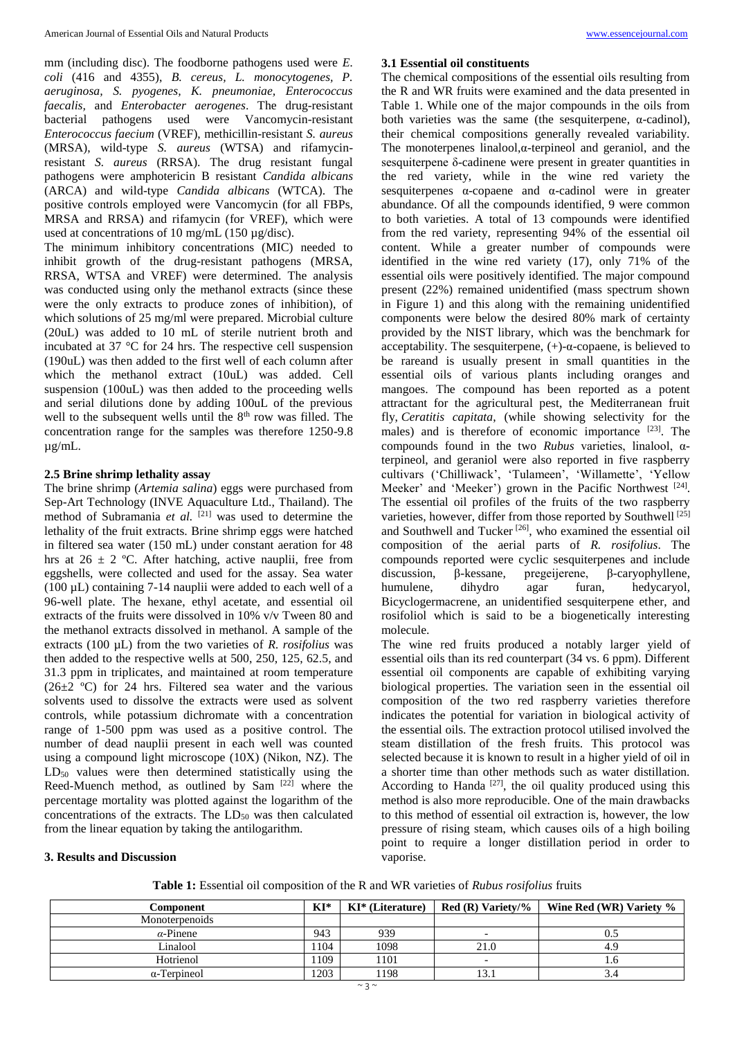mm (including disc). The foodborne pathogens used were *E. coli* (416 and 4355), *B. cereus, L. monocytogenes, P. aeruginosa, S. pyogenes, K. pneumoniae, Enterococcus faecalis,* and *Enterobacter aerogenes*. The drug-resistant bacterial pathogens used were Vancomycin-resistant *Enterococcus faecium* (VREF), methicillin-resistant *S. aureus* (MRSA), wild-type *S. aureus* (WTSA) and rifamycin-resistant *S. aureus* (RRSA). The drug resistant fungal pathogens were amphotericin B resistant *Candida albicans* (ARCA) and wild-type *Candida albicans* (WTCA). The positive controls employed were Vancomycin (for all FBPs, MRSA and RRSA) and rifamycin (for VREF), which were used at concentrations of 10 mg/mL (150 µg/disc).

The minimum inhibitory concentrations (MIC) needed to inhibit growth of the drug-resistant pathogens (MRSA, RRSA, WTSA and VREF) were determined. The analysis was conducted using only the methanol extracts (since these were the only extracts to produce zones of inhibition), of which solutions of 25 mg/ml were prepared. Microbial culture (20uL) was added to 10 mL of sterile nutrient broth and incubated at 37 °C for 24 hrs. The respective cell suspension (190uL) was then added to the first well of each column after which the methanol extract (10uL) was added. Cell suspension (100uL) was then added to the proceeding wells and serial dilutions done by adding 100uL of the previous well to the subsequent wells until the 8th row was filled. The concentration range for the samples was therefore 1250-9.8 µg/mL.

### 2.5 Brine shrimp lethality assay

The brine shrimp (*Artemia salina*) eggs were purchased from Sep-Art Technology (INVE Aquaculture Ltd., Thailand). The method of Subramania *et al.* [21] was used to determine the lethality of the fruit extracts. Brine shrimp eggs were hatched in filtered sea water (150 mL) under constant aeration for 48 hrs at 26 ± 2 ºC. After hatching, active nauplii, free from eggshells, were collected and used for the assay. Sea water (100 µL) containing 7-14 nauplii were added to each well of a 96-well plate. The hexane, ethyl acetate, and essential oil extracts of the fruits were dissolved in 10% v/v Tween 80 and the methanol extracts dissolved in methanol. A sample of the extracts (100 µL) from the two varieties of *R. rosifolius* was then added to the respective wells at 500, 250, 125, 62.5, and 31.3 ppm in triplicates, and maintained at room temperature (26±2 ºC) for 24 hrs. Filtered sea water and the various solvents used to dissolve the extracts were used as solvent controls, while potassium dichromate with a concentration range of 1-500 ppm was used as a positive control. The number of dead nauplii present in each well was counted using a compound light microscope (10X) (Nikon, NZ). The $LD_{50}$ values were then determined statistically using the Reed-Muench method, as outlined by Sam [22] where the percentage mortality was plotted against the logarithm of the concentrations of the extracts. The $LD_{50}$ was then calculated from the linear equation by taking the antilogarithm.

## 3. Results and Discussion

### 3.1 Essential oil constituents

The chemical compositions of the essential oils resulting from the R and WR fruits were examined and the data presented in Table 1. While one of the major compounds in the oils from both varieties was the same (the sesquiterpene, α-cadinol), their chemical compositions generally revealed variability. The monoterpenes linalool,α-terpineol and geraniol, and the sesquiterpene δ-cadinene were present in greater quantities in the red variety, while in the wine red variety the sesquiterpenes α-copaene and α-cadinol were in greater abundance. Of all the compounds identified, 9 were common to both varieties. A total of 13 compounds were identified from the red variety, representing 94% of the essential oil content. While a greater number of compounds were identified in the wine red variety (17), only 71% of the essential oils were positively identified. The major compound present (22%) remained unidentified (mass spectrum shown in Figure 1) and this along with the remaining unidentified components were below the desired 80% mark of certainty provided by the NIST library, which was the benchmark for acceptability. The sesquiterpene, (+)-α-copaene, is believed to be rareand is usually present in small quantities in the essential oils of various plants including oranges and mangoes. The compound has been reported as a potent attractant for the agricultural pest, the Mediterranean fruit fly, *Ceratitis capitata,* (while showing selectivity for the males) and is therefore of economic importance [23]. The compounds found in the two *Rubus* varieties, linalool, α-terpineol, and geraniol were also reported in five raspberry cultivars ('Chilliwack', 'Tulameen', 'Willamette', 'Yellow Meeker' and 'Meeker') grown in the Pacific Northwest [24]. The essential oil profiles of the fruits of the two raspberry varieties, however, differ from those reported by Southwell [25] and Southwell and Tucker [26], who examined the essential oil composition of the aerial parts of *R. rosifolius*. The compounds reported were cyclic sesquiterpenes and include discussion, β-kessane, pregeijerene, β-caryophyllene, humulene, dihydro agar furan, hedycaryol, Bicyclogermacrene, an unidentified sesquiterpene ether, and rosifoliol which is said to be a biogenetically interesting molecule.

The wine red fruits produced a notably larger yield of essential oils than its red counterpart (34 vs. 6 ppm). Different essential oil components are capable of exhibiting varying biological properties. The variation seen in the essential oil composition of the two red raspberry varieties therefore indicates the potential for variation in biological activity of the essential oils. The extraction protocol utilised involved the steam distillation of the fresh fruits. This protocol was selected because it is known to result in a higher yield of oil in a shorter time than other methods such as water distillation. According to Handa [27], the oil quality produced using this method is also more reproducible. One of the main drawbacks to this method of essential oil extraction is, however, the low pressure of rising steam, which causes oils of a high boiling point to require a longer distillation period in order to vaporise.

**Table 1:** Essential oil composition of the R and WR varieties of *Rubus rosifolius* fruits

| Component | KI* | KI* (Literature) | Red (R) Variety/% | Wine Red (WR) Variety % |
|---|---|---|---|---|
| Monoterpenoids | | | | |
| α-Pinene | 943 | 939 | - | 0.5 |
| Linalool | 1104 | 1098 | 21.0 | 4.9 |
| Hotrienol | 1109 | 1101 | - | 1.6 |
| α-Terpineol | 1203 | 1198 | 13.1 | 3.4 |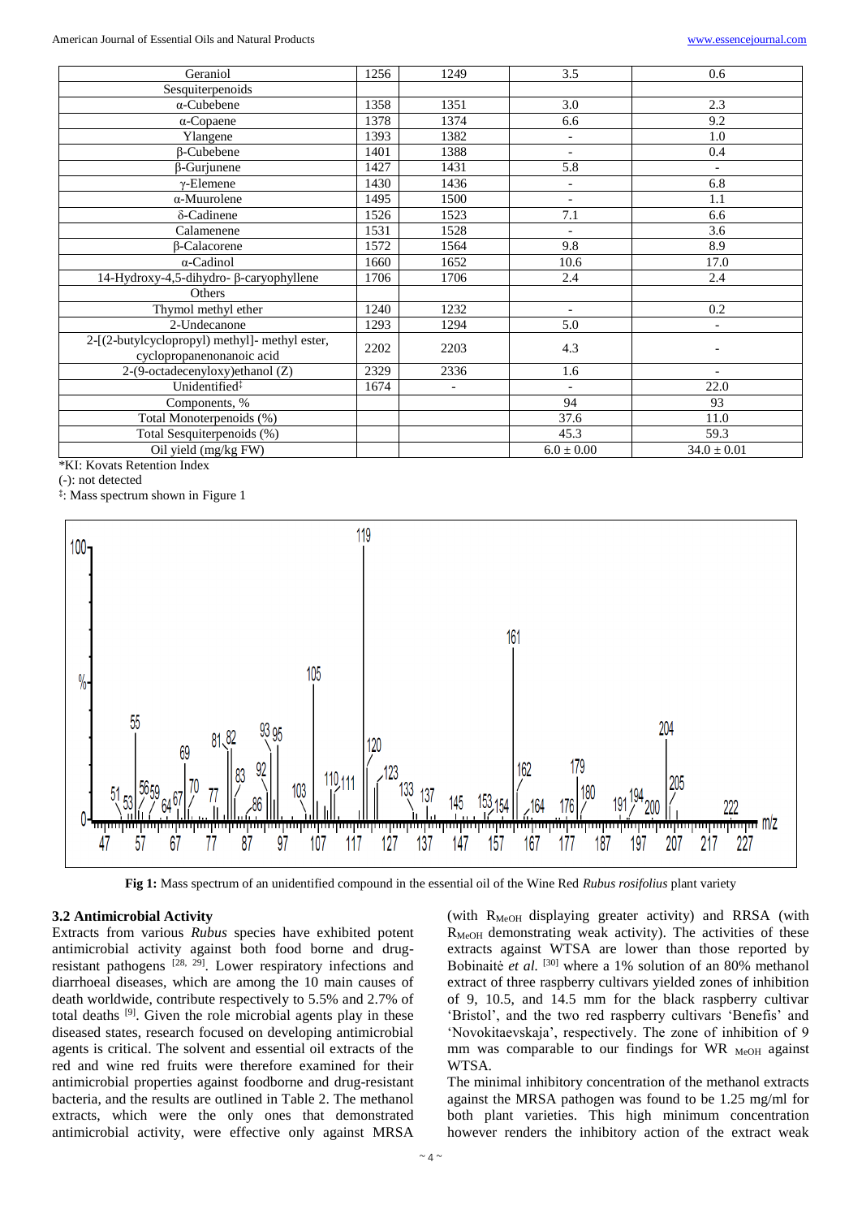| Geraniol | 1256 | 1249 | 3.5 | 0.6 |
|---|---|---|---|---|
| Sesquiterpenoids | | | | |
| α-Cubebene | 1358 | 1351 | 3.0 | 2.3 |
| α-Copaene | 1378 | 1374 | 6.6 | 9.2 |
| Ylangene | 1393 | 1382 | - | 1.0 |
| β-Cubebene | 1401 | 1388 | - | 0.4 |
| β-Gurjunene | 1427 | 1431 | 5.8 | - |
| γ-Elemene | 1430 | 1436 | - | 6.8 |
| α-Muurolene | 1495 | 1500 | - | 1.1 |
| δ-Cadinene | 1526 | 1523 | 7.1 | 6.6 |
| Calamenene | 1531 | 1528 | - | 3.6 |
| β-Calacorene | 1572 | 1564 | 9.8 | 8.9 |
| α-Cadinol | 1660 | 1652 | 10.6 | 17.0 |
| 14-Hydroxy-4,5-dihydro- β-caryophyllene | 1706 | 1706 | 2.4 | 2.4 |
| Others | | | | |
| Thymol methyl ether | 1240 | 1232 | - | 0.2 |
| 2-Undecanone | 1293 | 1294 | 5.0 | - |
| 2-[(2-butylcyclopropyl) methyl]- methyl ester, cyclopropanenonanoic acid | 2202 | 2203 | 4.3 | - |
| 2-(9-octadecenyloxy)ethanol (Z) | 2329 | 2336 | 1.6 | - |
| Unidentified‡ | 1674 | - | - | 22.0 |
| Components, % | | | 94 | 93 |
| Total Monoterpenoids (%) | | | 37.6 | 11.0 |
| Total Sesquiterpenoids (%) | | | 45.3 | 59.3 |
| Oil yield (mg/kg FW) | | | 6.0 ± 0.00 | 34.0 ± 0.01 |

*KI: Kovats Retention Index

(-): not detected

‡: Mass spectrum shown in Figure 1

**Fig 1:** Mass spectrum of an unidentified compound in the essential oil of the Wine Red *Rubus rosifolius* plant variety

### 3.2 Antimicrobial Activity

Extracts from various *Rubus* species have exhibited potent antimicrobial activity against both food borne and drug-resistant pathogens [28, 29]. Lower respiratory infections and diarrhoeal diseases, which are among the 10 main causes of death worldwide, contribute respectively to 5.5% and 2.7% of total deaths [9]. Given the role microbial agents play in these diseased states, research focused on developing antimicrobial agents is critical. The solvent and essential oil extracts of the red and wine red fruits were therefore examined for their antimicrobial properties against foodborne and drug-resistant bacteria, and the results are outlined in Table 2. The methanol extracts, which were the only ones that demonstrated antimicrobial activity, were effective only against MRSA (with $R_{MeOH}$ displaying greater activity) and RRSA (with $R_{MeOH}$ demonstrating weak activity). The activities of these extracts against WTSA are lower than those reported by Bobinaitė *et al.* [30] where a 1% solution of an 80% methanol extract of three raspberry cultivars yielded zones of inhibition of 9, 10.5, and 14.5 mm for the black raspberry cultivar 'Bristol', and the two red raspberry cultivars 'Benefis' and 'Novokitaevskaja', respectively. The zone of inhibition of 9 mm was comparable to our findings for WR $_{MeOH}$ against WTSA.

The minimal inhibitory concentration of the methanol extracts against the MRSA pathogen was found to be 1.25 mg/ml for both plant varieties. This high minimum concentration however renders the inhibitory action of the extract weak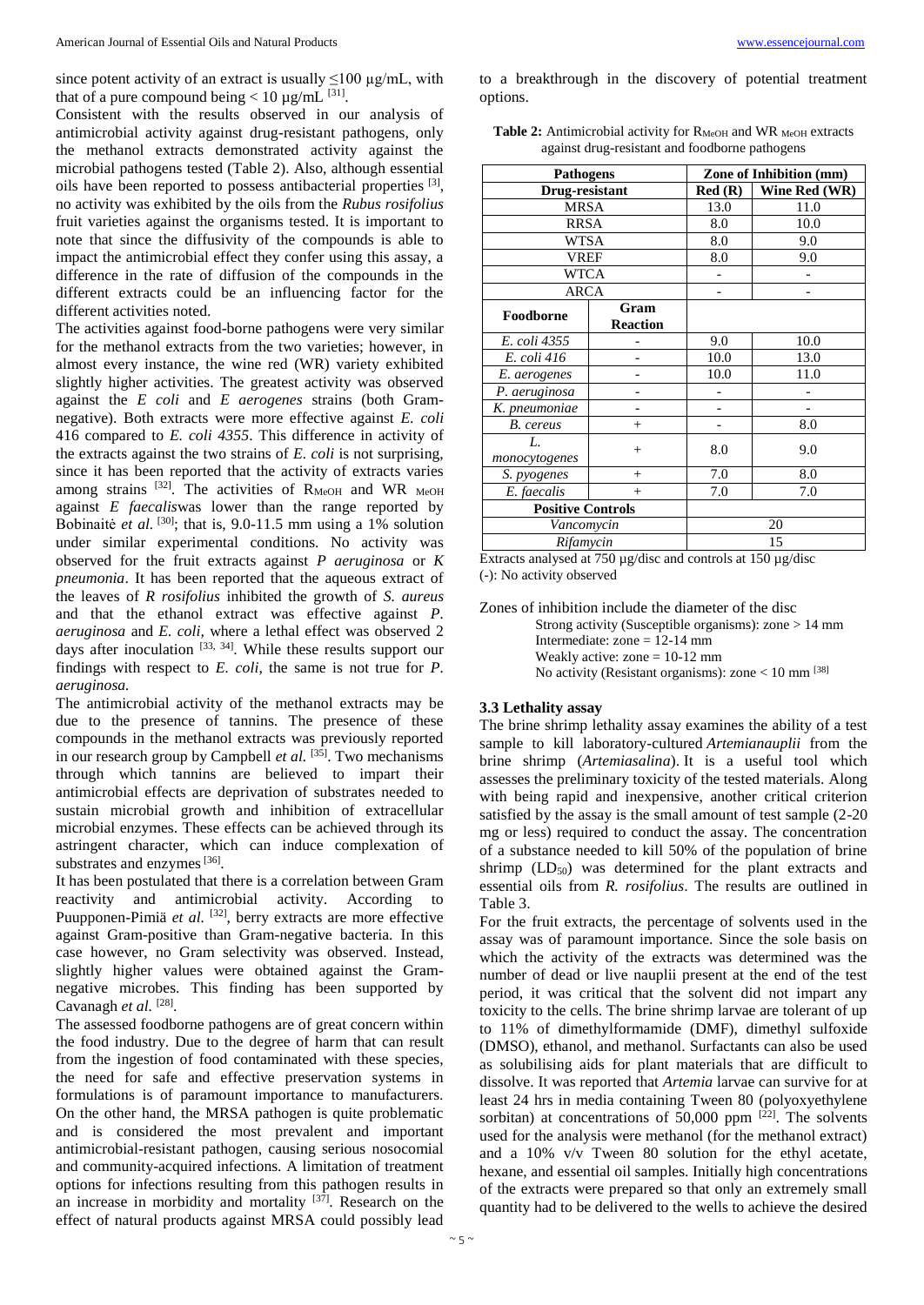since potent activity of an extract is usually ≤100 µg/mL, with that of a pure compound being < 10 µg/mL [31].

Consistent with the results observed in our analysis of antimicrobial activity against drug-resistant pathogens, only the methanol extracts demonstrated activity against the microbial pathogens tested (Table 2). Also, although essential oils have been reported to possess antibacterial properties [3], no activity was exhibited by the oils from the *Rubus rosifolius* fruit varieties against the organisms tested. It is important to note that since the diffusivity of the compounds is able to impact the antimicrobial effect they confer using this assay, a difference in the rate of diffusion of the compounds in the different extracts could be an influencing factor for the different activities noted.

The activities against food-borne pathogens were very similar for the methanol extracts from the two varieties; however, in almost every instance, the wine red (WR) variety exhibited slightly higher activities. The greatest activity was observed against the *E coli* and *E aerogenes* strains (both Gram-negative). Both extracts were more effective against *E. coli* 416 compared to *E. coli 4355*. This difference in activity of the extracts against the two strains of *E. coli* is not surprising, since it has been reported that the activity of extracts varies among strains [32]. The activities of $R_{MeOH}$ and WR $_{MeOH}$ against *E faecalis*was lower than the range reported by Bobinaitė *et al.* [30]; that is, 9.0-11.5 mm using a 1% solution under similar experimental conditions. No activity was observed for the fruit extracts against *P aeruginosa* or *K pneumonia*. It has been reported that the aqueous extract of the leaves of *R rosifolius* inhibited the growth of *S. aureus* and that the ethanol extract was effective against *P. aeruginosa* and *E. coli*, where a lethal effect was observed 2 days after inoculation [33, 34]. While these results support our findings with respect to *E. coli*, the same is not true for *P. aeruginosa.*

The antimicrobial activity of the methanol extracts may be due to the presence of tannins. The presence of these compounds in the methanol extracts was previously reported in our research group by Campbell *et al.* [35]. Two mechanisms through which tannins are believed to impart their antimicrobial effects are deprivation of substrates needed to sustain microbial growth and inhibition of extracellular microbial enzymes. These effects can be achieved through its astringent character, which can induce complexation of substrates and enzymes [36].

It has been postulated that there is a correlation between Gram reactivity and antimicrobial activity. According to Puupponen-Pimiä *et al.* [32], berry extracts are more effective against Gram-positive than Gram-negative bacteria. In this case however, no Gram selectivity was observed. Instead, slightly higher values were obtained against the Gram-negative microbes. This finding has been supported by Cavanagh *et al.* [28].

The assessed foodborne pathogens are of great concern within the food industry. Due to the degree of harm that can result from the ingestion of food contaminated with these species, the need for safe and effective preservation systems in formulations is of paramount importance to manufacturers. On the other hand, the MRSA pathogen is quite problematic and is considered the most prevalent and important antimicrobial-resistant pathogen, causing serious nosocomial and community-acquired infections. A limitation of treatment options for infections resulting from this pathogen results in an increase in morbidity and mortality [37]. Research on the effect of natural products against MRSA could possibly lead to a breakthrough in the discovery of potential treatment options.

**Table 2:** Antimicrobial activity for $R_{MeOH}$ and WR $_{MeOH}$ extracts against drug-resistant and foodborne pathogens

| Pathogens | | Zone of Inhibition (mm) | |
|---|---|---|---|
| Drug-resistant | | Red (R) | Wine Red (WR) |
| MRSA | | 13.0 | 11.0 |
| RRSA | | 8.0 | 10.0 |
| WTSA | | 8.0 | 9.0 |
| VREF | | 8.0 | 9.0 |
| WTCA | | - | - |
| ARCA | | - | - |
| **Foodborne** | **Gram Reaction** | | |
| *E. coli 4355* | - | 9.0 | 10.0 |
| *E. coli 416* | - | 10.0 | 13.0 |
| *E. aerogenes* | - | 10.0 | 11.0 |
| *P. aeruginosa* | - | - | - |
| *K. pneumoniae* | - | - | - |
| *B. cereus* | + | - | 8.0 |
| *L. monocytogenes* | + | 8.0 | 9.0 |
| *S. pyogenes* | + | 7.0 | 8.0 |
| *E. faecalis* | + | 7.0 | 7.0 |
| **Positive Controls** | | | |
| *Vancomycin* | | 20 | |
| *Rifamycin* | | 15 | |

Extracts analysed at 750 µg/disc and controls at 150 µg/disc
(-): No activity observed

Zones of inhibition include the diameter of the disc
Strong activity (Susceptible organisms): zone > 14 mm
Intermediate: zone = 12-14 mm
Weakly active: zone = 10-12 mm
No activity (Resistant organisms): zone < 10 mm [38]

### 3.3 Lethality assay

The brine shrimp lethality assay examines the ability of a test sample to kill laboratory-cultured *Artemianauplii* from the brine shrimp (*Artemiasalina*). It is a useful tool which assesses the preliminary toxicity of the tested materials. Along with being rapid and inexpensive, another critical criterion satisfied by the assay is the small amount of test sample (2-20 mg or less) required to conduct the assay. The concentration of a substance needed to kill 50% of the population of brine shrimp ($LD_{50}$) was determined for the plant extracts and essential oils from *R. rosifolius*. The results are outlined in Table 3.

For the fruit extracts, the percentage of solvents used in the assay was of paramount importance. Since the sole basis on which the activity of the extracts was determined was the number of dead or live nauplii present at the end of the test period, it was critical that the solvent did not impart any toxicity to the cells. The brine shrimp larvae are tolerant of up to 11% of dimethylformamide (DMF), dimethyl sulfoxide (DMSO), ethanol, and methanol. Surfactants can also be used as solubilising aids for plant materials that are difficult to dissolve. It was reported that *Artemia* larvae can survive for at least 24 hrs in media containing Tween 80 (polyoxyethylene sorbitan) at concentrations of 50,000 ppm [22]. The solvents used for the analysis were methanol (for the methanol extract) and a 10% v/v Tween 80 solution for the ethyl acetate, hexane, and essential oil samples. Initially high concentrations of the extracts were prepared so that only an extremely small quantity had to be delivered to the wells to achieve the desired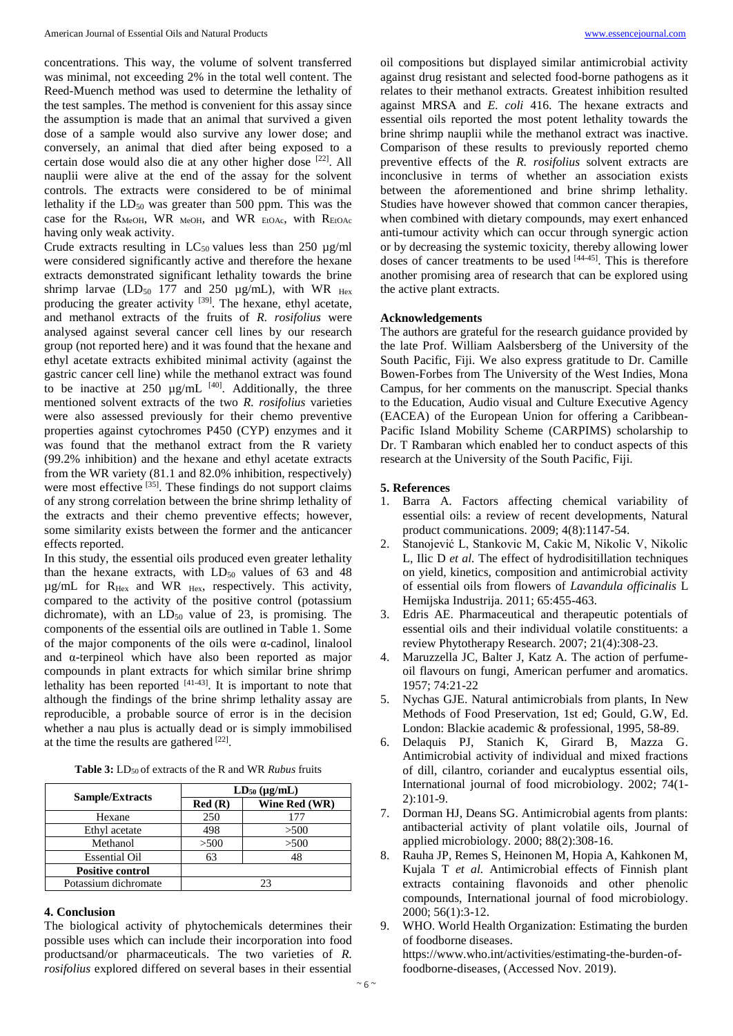concentrations. This way, the volume of solvent transferred was minimal, not exceeding 2% in the total well content. The Reed-Muench method was used to determine the lethality of the test samples. The method is convenient for this assay since the assumption is made that an animal that survived a given dose of a sample would also survive any lower dose; and conversely, an animal that died after being exposed to a certain dose would also die at any other higher dose [22]. All nauplii were alive at the end of the assay for the solvent controls. The extracts were considered to be of minimal lethality if the $LD_{50}$ was greater than 500 ppm. This was the case for the $R_{MeOH}$, $WR_{MeOH}$, and $WR_{EtOAc}$, with $R_{EtOAc}$ having only weak activity.

Crude extracts resulting in $LC_{50}$ values less than 250 µg/ml were considered significantly active and therefore the hexane extracts demonstrated significant lethality towards the brine shrimp larvae ($LD_{50}$ 177 and 250 µg/mL), with $WR_{Hex}$ producing the greater activity [39]. The hexane, ethyl acetate, and methanol extracts of the fruits of *R. rosifolius* were analysed against several cancer cell lines by our research group (not reported here) and it was found that the hexane and ethyl acetate extracts exhibited minimal activity (against the gastric cancer cell line) while the methanol extract was found to be inactive at 250 µg/mL [40]. Additionally, the three mentioned solvent extracts of the two *R. rosifolius* varieties were also assessed previously for their chemo preventive properties against cytochromes P450 (CYP) enzymes and it was found that the methanol extract from the R variety (99.2% inhibition) and the hexane and ethyl acetate extracts from the WR variety (81.1 and 82.0% inhibition, respectively) were most effective [35]. These findings do not support claims of any strong correlation between the brine shrimp lethality of the extracts and their chemo preventive effects; however, some similarity exists between the former and the anticancer effects reported.

In this study, the essential oils produced even greater lethality than the hexane extracts, with $LD_{50}$ values of 63 and 48 µg/mL for $R_{Hex}$ and $WR_{Hex}$, respectively. This activity, compared to the activity of the positive control (potassium dichromate), with an $LD_{50}$ value of 23, is promising. The components of the essential oils are outlined in Table 1. Some of the major components of the oils were α-cadinol, linalool and α-terpineol which have also been reported as major compounds in plant extracts for which similar brine shrimp lethality has been reported [41-43]. It is important to note that although the findings of the brine shrimp lethality assay are reproducible, a probable source of error is in the decision whether a nau plus is actually dead or is simply immobilised at the time the results are gathered [22].

**Table 3:** $LD_{50}$ of extracts of the R and WR *Rubus* fruits

| Sample/Extracts | $LD_{50}$ (µg/mL) | |
|---|---|---|
| | Red (R) | Wine Red (WR) |
| Hexane | 250 | 177 |
| Ethyl acetate | 498 | >500 |
| Methanol | >500 | >500 |
| Essential Oil | 63 | 48 |
| **Positive control** | | |
| Potassium dichromate | 23 | |

## 4. Conclusion

The biological activity of phytochemicals determines their possible uses which can include their incorporation into food productsand/or pharmaceuticals. The two varieties of *R. rosifolius* explored differed on several bases in their essential oil compositions but displayed similar antimicrobial activity against drug resistant and selected food-borne pathogens as it relates to their methanol extracts. Greatest inhibition resulted against MRSA and *E. coli* 416. The hexane extracts and essential oils reported the most potent lethality towards the brine shrimp nauplii while the methanol extract was inactive. Comparison of these results to previously reported chemo preventive effects of the *R. rosifolius* solvent extracts are inconclusive in terms of whether an association exists between the aforementioned and brine shrimp lethality. Studies have however showed that common cancer therapies, when combined with dietary compounds, may exert enhanced anti-tumour activity which can occur through synergic action or by decreasing the systemic toxicity, thereby allowing lower doses of cancer treatments to be used [44-45]. This is therefore another promising area of research that can be explored using the active plant extracts.

## Acknowledgements

The authors are grateful for the research guidance provided by the late Prof. William Aalsbersberg of the University of the South Pacific, Fiji. We also express gratitude to Dr. Camille Bowen-Forbes from The University of the West Indies, Mona Campus, for her comments on the manuscript. Special thanks to the Education, Audio visual and Culture Executive Agency (EACEA) of the European Union for offering a Caribbean-Pacific Island Mobility Scheme (CARPIMS) scholarship to Dr. T Rambaran which enabled her to conduct aspects of this research at the University of the South Pacific, Fiji.

## 5. References

1. Barra A. Factors affecting chemical variability of essential oils: a review of recent developments, Natural product communications. 2009; 4(8):1147-54.
2. Stanojević L, Stankovic M, Cakic M, Nikolic V, Nikolic L, Ilic D *et al.* The effect of hydrodisitillation techniques on yield, kinetics, composition and antimicrobial activity of essential oils from flowers of *Lavandula officinalis* L Hemijska Industrija. 2011; 65:455-463.
3. Edris AE. Pharmaceutical and therapeutic potentials of essential oils and their individual volatile constituents: a review Phytotherapy Research. 2007; 21(4):308-23.
4. Maruzzella JC, Balter J, Katz A. The action of perfume-oil flavours on fungi, American perfumer and aromatics. 1957; 74:21-22
5. Nychas GJE. Natural antimicrobials from plants, In New Methods of Food Preservation, 1st ed; Gould, G.W, Ed. London: Blackie academic & professional, 1995, 58-89.
6. Delaquis PJ, Stanich K, Girard B, Mazza G. Antimicrobial activity of individual and mixed fractions of dill, cilantro, coriander and eucalyptus essential oils, International journal of food microbiology. 2002; 74(1-2):101-9.
7. Dorman HJ, Deans SG. Antimicrobial agents from plants: antibacterial activity of plant volatile oils, Journal of applied microbiology. 2000; 88(2):308-16.
8. Rauha JP, Remes S, Heinonen M, Hopia A, Kahkonen M, Kujala T *et al.* Antimicrobial effects of Finnish plant extracts containing flavonoids and other phenolic compounds, International journal of food microbiology. 2000; 56(1):3-12.
9. WHO. World Health Organization: Estimating the burden of foodborne diseases. https://www.who.int/activities/estimating-the-burden-of-foodborne-diseases, (Accessed Nov. 2019).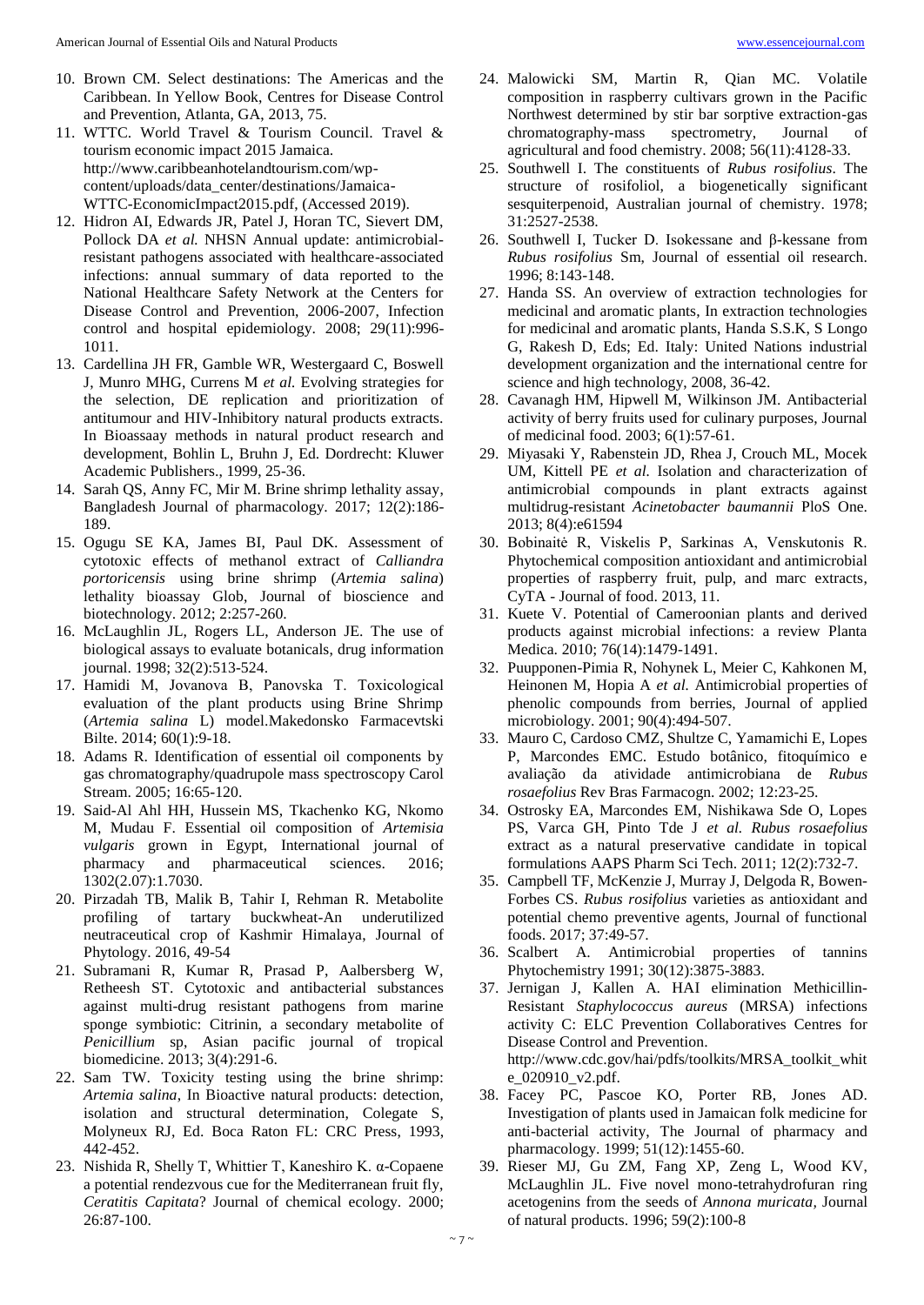10. Brown CM. Select destinations: The Americas and the Caribbean. In Yellow Book, Centres for Disease Control and Prevention, Atlanta, GA, 2013, 75.
11. WTTC. World Travel & Tourism Council. Travel & tourism economic impact 2015 Jamaica. http://www.caribbeanhotelandtourism.com/wp-content/uploads/data_center/destinations/Jamaica-WTTC-EconomicImpact2015.pdf, (Accessed 2019).
12. Hidron AI, Edwards JR, Patel J, Horan TC, Sievert DM, Pollock DA *et al.* NHSN Annual update: antimicrobial-resistant pathogens associated with healthcare-associated infections: annual summary of data reported to the National Healthcare Safety Network at the Centers for Disease Control and Prevention, 2006-2007, Infection control and hospital epidemiology. 2008; 29(11):996-1011.
13. Cardellina JH FR, Gamble WR, Westergaard C, Boswell J, Munro MHG, Currens M *et al.* Evolving strategies for the selection, DE replication and prioritization of antitumour and HIV-Inhibitory natural products extracts. In Bioassaay methods in natural product research and development, Bohlin L, Bruhn J, Ed. Dordrecht: Kluwer Academic Publishers., 1999, 25-36.
14. Sarah QS, Anny FC, Mir M. Brine shrimp lethality assay, Bangladesh Journal of pharmacology. 2017; 12(2):186-189.
15. Ogugu SE KA, James BI, Paul DK. Assessment of cytotoxic effects of methanol extract of *Calliandra portoricensis* using brine shrimp (*Artemia salina*) lethality bioassay Glob, Journal of bioscience and biotechnology. 2012; 2:257-260.
16. McLaughlin JL, Rogers LL, Anderson JE. The use of biological assays to evaluate botanicals, drug information journal. 1998; 32(2):513-524.
17. Hamidi M, Jovanova B, Panovska T. Toxicological evaluation of the plant products using Brine Shrimp (*Artemia salina* L) model.Makedonsko Farmacevtski Bilte. 2014; 60(1):9-18.
18. Adams R. Identification of essential oil components by gas chromatography/quadrupole mass spectroscopy Carol Stream. 2005; 16:65-120.
19. Said-Al Ahl HH, Hussein MS, Tkachenko KG, Nkomo M, Mudau F. Essential oil composition of *Artemisia vulgaris* grown in Egypt, International journal of pharmacy and pharmaceutical sciences. 2016; 1302(2.07):1.7030.
20. Pirzadah TB, Malik B, Tahir I, Rehman R. Metabolite profiling of tartary buckwheat-An underutilized neutraceutical crop of Kashmir Himalaya, Journal of Phytology. 2016, 49-54
21. Subramani R, Kumar R, Prasad P, Aalbersberg W, Retheesh ST. Cytotoxic and antibacterial substances against multi-drug resistant pathogens from marine sponge symbiotic: Citrinin, a secondary metabolite of *Penicillium* sp, Asian pacific journal of tropical biomedicine. 2013; 3(4):291-6.
22. Sam TW. Toxicity testing using the brine shrimp: *Artemia salina*, In Bioactive natural products: detection, isolation and structural determination, Colegate S, Molyneux RJ, Ed. Boca Raton FL: CRC Press, 1993, 442-452.
23. Nishida R, Shelly T, Whittier T, Kaneshiro K. α-Copaene a potential rendezvous cue for the Mediterranean fruit fly, *Ceratitis Capitata*? Journal of chemical ecology. 2000; 26:87-100.
24. Malowicki SM, Martin R, Qian MC. Volatile composition in raspberry cultivars grown in the Pacific Northwest determined by stir bar sorptive extraction-gas chromatography-mass spectrometry, Journal of agricultural and food chemistry. 2008; 56(11):4128-33.
25. Southwell I. The constituents of *Rubus rosifolius*. The structure of rosifoliol, a biogenetically significant sesquiterpenoid, Australian journal of chemistry. 1978; 31:2527-2538.
26. Southwell I, Tucker D. Isokessane and β-kessane from *Rubus rosifolius* Sm, Journal of essential oil research. 1996; 8:143-148.
27. Handa SS. An overview of extraction technologies for medicinal and aromatic plants, In extraction technologies for medicinal and aromatic plants, Handa S.S.K, S Longo G, Rakesh D, Eds; Ed. Italy: United Nations industrial development organization and the international centre for science and high technology, 2008, 36-42.
28. Cavanagh HM, Hipwell M, Wilkinson JM. Antibacterial activity of berry fruits used for culinary purposes, Journal of medicinal food. 2003; 6(1):57-61.
29. Miyasaki Y, Rabenstein JD, Rhea J, Crouch ML, Mocek UM, Kittell PE *et al.* Isolation and characterization of antimicrobial compounds in plant extracts against multidrug-resistant *Acinetobacter baumannii* PloS One. 2013; 8(4):e61594
30. Bobinaitė R, Viskelis P, Sarkinas A, Venskutonis R. Phytochemical composition antioxidant and antimicrobial properties of raspberry fruit, pulp, and marc extracts, CyTA - Journal of food. 2013, 11.
31. Kuete V. Potential of Cameroonian plants and derived products against microbial infections: a review Planta Medica. 2010; 76(14):1479-1491.
32. Puupponen-Pimia R, Nohynek L, Meier C, Kahkonen M, Heinonen M, Hopia A *et al.* Antimicrobial properties of phenolic compounds from berries, Journal of applied microbiology. 2001; 90(4):494-507.
33. Mauro C, Cardoso CMZ, Shultze C, Yamamichi E, Lopes P, Marcondes EMC. Estudo botânico, fitoquímico e avaliação da atividade antimicrobiana de *Rubus rosaefolius* Rev Bras Farmacogn. 2002; 12:23-25.
34. Ostrosky EA, Marcondes EM, Nishikawa Sde O, Lopes PS, Varca GH, Pinto Tde J *et al. Rubus rosaefolius* extract as a natural preservative candidate in topical formulations AAPS Pharm Sci Tech. 2011; 12(2):732-7.
35. Campbell TF, McKenzie J, Murray J, Delgoda R, Bowen-Forbes CS. *Rubus rosifolius* varieties as antioxidant and potential chemo preventive agents, Journal of functional foods. 2017; 37:49-57.
36. Scalbert A. Antimicrobial properties of tannins Phytochemistry 1991; 30(12):3875-3883.
37. Jernigan J, Kallen A. HAI elimination Methicillin-Resistant *Staphylococcus aureus* (MRSA) infections activity C: ELC Prevention Collaboratives Centres for Disease Control and Prevention. http://www.cdc.gov/hai/pdfs/toolkits/MRSA_toolkit_white_020910_v2.pdf.
38. Facey PC, Pascoe KO, Porter RB, Jones AD. Investigation of plants used in Jamaican folk medicine for anti-bacterial activity, The Journal of pharmacy and pharmacology. 1999; 51(12):1455-60.
39. Rieser MJ, Gu ZM, Fang XP, Zeng L, Wood KV, McLaughlin JL. Five novel mono-tetrahydrofuran ring acetogenins from the seeds of *Annona muricata*, Journal of natural products. 1996; 59(2):100-8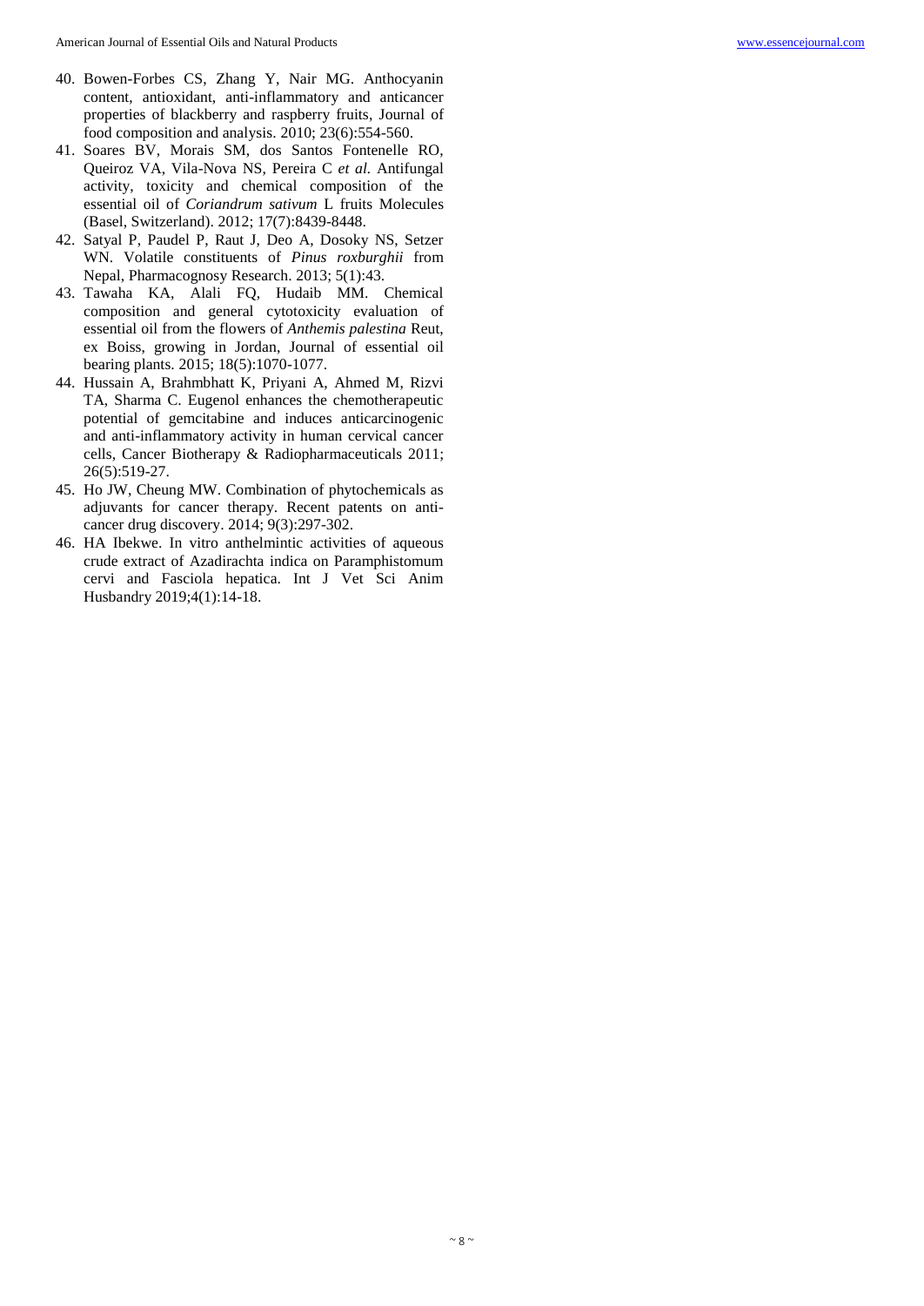40. Bowen-Forbes CS, Zhang Y, Nair MG. Anthocyanin content, antioxidant, anti-inflammatory and anticancer properties of blackberry and raspberry fruits, Journal of food composition and analysis. 2010; 23(6):554-560.
41. Soares BV, Morais SM, dos Santos Fontenelle RO, Queiroz VA, Vila-Nova NS, Pereira C *et al.* Antifungal activity, toxicity and chemical composition of the essential oil of *Coriandrum sativum* L fruits Molecules (Basel, Switzerland). 2012; 17(7):8439-8448.
42. Satyal P, Paudel P, Raut J, Deo A, Dosoky NS, Setzer WN. Volatile constituents of *Pinus roxburghii* from Nepal, Pharmacognosy Research. 2013; 5(1):43.
43. Tawaha KA, Alali FQ, Hudaib MM. Chemical composition and general cytotoxicity evaluation of essential oil from the flowers of *Anthemis palestina* Reut, ex Boiss, growing in Jordan, Journal of essential oil bearing plants. 2015; 18(5):1070-1077.
44. Hussain A, Brahmbhatt K, Priyani A, Ahmed M, Rizvi TA, Sharma C. Eugenol enhances the chemotherapeutic potential of gemcitabine and induces anticarcinogenic and anti-inflammatory activity in human cervical cancer cells, Cancer Biotherapy & Radiopharmaceuticals 2011; 26(5):519-27.
45. Ho JW, Cheung MW. Combination of phytochemicals as adjuvants for cancer therapy. Recent patents on anti-cancer drug discovery. 2014; 9(3):297-302.
46. HA Ibekwe. In vitro anthelmintic activities of aqueous crude extract of Azadirachta indica on Paramphistomum cervi and Fasciola hepatica. Int J Vet Sci Anim Husbandry 2019;4(1):14-18.